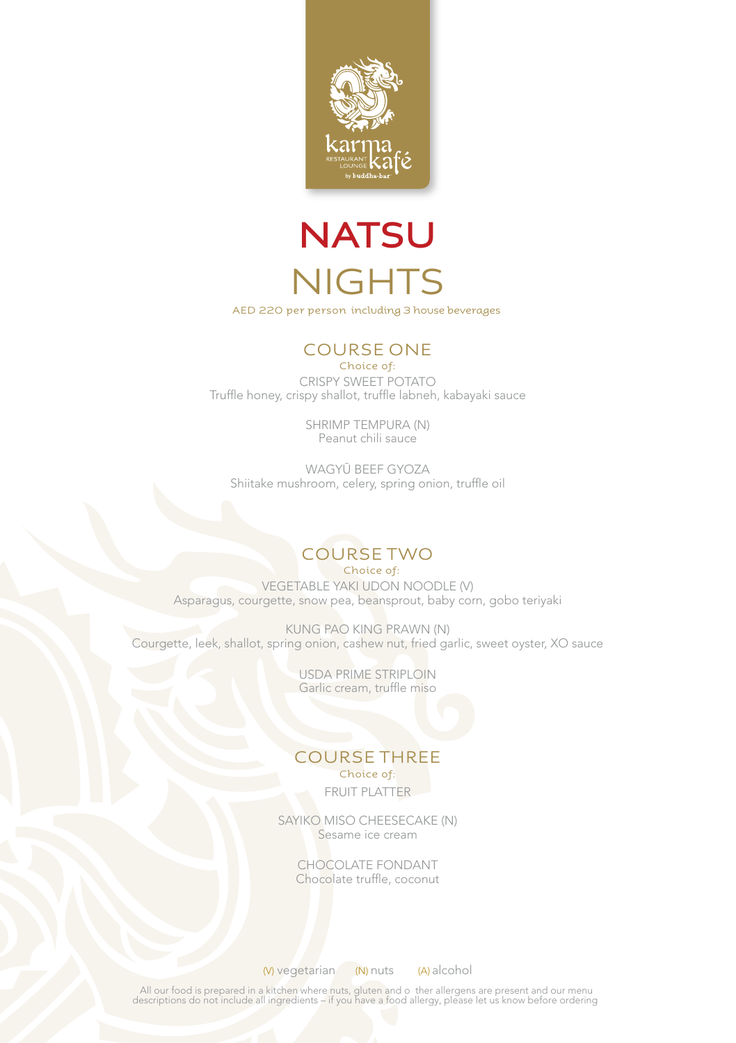karma RESTAURANT LOUNGE kafé by buddha-bar

# NATSU NIGHTS

AED 220 per person including 3 house beverages

## COURSE ONE

Choice of:

CRISPY SWEET POTATO
Truffle honey, crispy shallot, truffle labneh, kabayaki sauce

SHRIMP TEMPURA (N)
Peanut chili sauce

WAGYŪ BEEF GYOZA
Shiitake mushroom, celery, spring onion, truffle oil

## COURSE TWO

Choice of:

VEGETABLE YAKI UDON NOODLE (V)
Asparagus, courgette, snow pea, beansprout, baby corn, gobo teriyaki

KUNG PAO KING PRAWN (N)
Courgette, leek, shallot, spring onion, cashew nut, fried garlic, sweet oyster, XO sauce

USDA PRIME STRIPLOIN
Garlic cream, truffle miso

## COURSE THREE

Choice of:

FRUIT PLATTER

SAYIKO MISO CHEESECAKE (N)
Sesame ice cream

CHOCOLATE FONDANT
Chocolate truffle, coconut

(V) vegetarian (N) nuts (A) alcohol

All our food is prepared in a kitchen where nuts, gluten and o ther allergens are present and our menu descriptions do not include all ingredients – if you have a food allergy, please let us know before ordering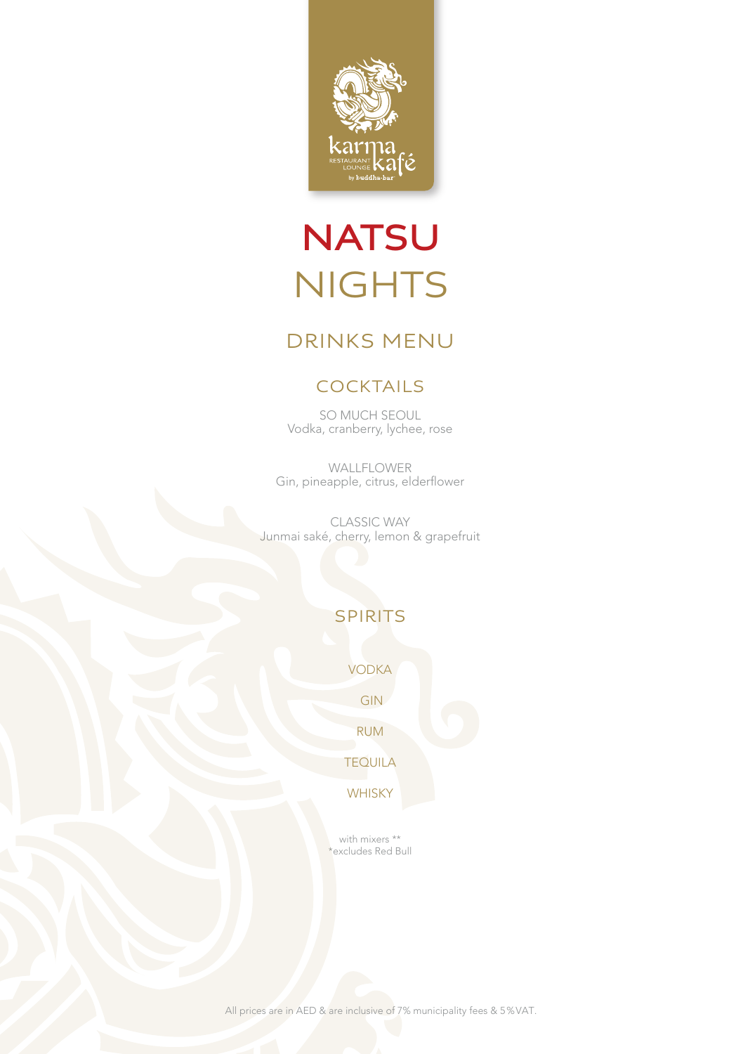karma kafé
RESTAURANT LOUNGE
by buddha-bar

# NATSU NIGHTS

## DRINKS MENU

### COCKTAILS

SO MUCH SEOUL
Vodka, cranberry, lychee, rose

WALLFLOWER
Gin, pineapple, citrus, elderflower

CLASSIC WAY
Junmai saké, cherry, lemon & grapefruit

### SPIRITS

VODKA

GIN

RUM

TEQUILA

WHISKY

with mixers **
*excludes Red Bull

All prices are in AED & are inclusive of 7% municipality fees & 5%VAT.